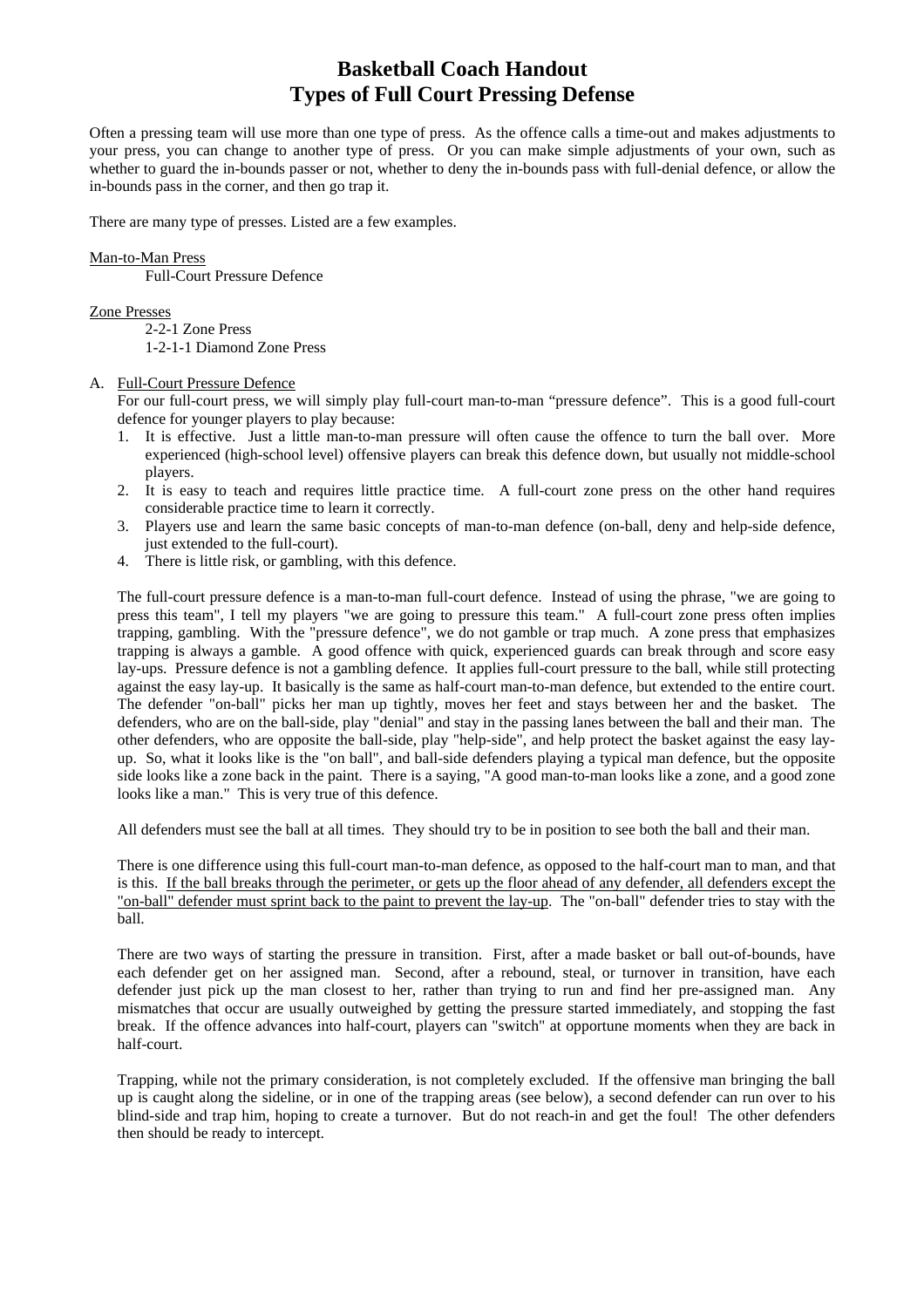# Basketball Coach Handout
# Types of Full Court Pressing Defense

Often a pressing team will use more than one type of press. As the offence calls a time-out and makes adjustments to your press, you can change to another type of press. Or you can make simple adjustments of your own, such as whether to guard the in-bounds passer or not, whether to deny the in-bounds pass with full-denial defence, or allow the in-bounds pass in the corner, and then go trap it.

There are many type of presses. Listed are a few examples.

<u>Man-to-Man Press</u>

Full-Court Pressure Defence

<u>Zone Presses</u>

2-2-1 Zone Press
1-2-1-1 Diamond Zone Press

A. <u>Full-Court Pressure Defence</u>

For our full-court press, we will simply play full-court man-to-man "pressure defence". This is a good full-court defence for younger players to play because:

1. It is effective. Just a little man-to-man pressure will often cause the offence to turn the ball over. More experienced (high-school level) offensive players can break this defence down, but usually not middle-school players.
2. It is easy to teach and requires little practice time. A full-court zone press on the other hand requires considerable practice time to learn it correctly.
3. Players use and learn the same basic concepts of man-to-man defence (on-ball, deny and help-side defence, just extended to the full-court).
4. There is little risk, or gambling, with this defence.

The full-court pressure defence is a man-to-man full-court defence. Instead of using the phrase, "we are going to press this team", I tell my players "we are going to pressure this team." A full-court zone press often implies trapping, gambling. With the "pressure defence", we do not gamble or trap much. A zone press that emphasizes trapping is always a gamble. A good offence with quick, experienced guards can break through and score easy lay-ups. Pressure defence is not a gambling defence. It applies full-court pressure to the ball, while still protecting against the easy lay-up. It basically is the same as half-court man-to-man defence, but extended to the entire court. The defender "on-ball" picks her man up tightly, moves her feet and stays between her and the basket. The defenders, who are on the ball-side, play "denial" and stay in the passing lanes between the ball and their man. The other defenders, who are opposite the ball-side, play "help-side", and help protect the basket against the easy lay-up. So, what it looks like is the "on ball", and ball-side defenders playing a typical man defence, but the opposite side looks like a zone back in the paint. There is a saying, "A good man-to-man looks like a zone, and a good zone looks like a man." This is very true of this defence.

All defenders must see the ball at all times. They should try to be in position to see both the ball and their man.

There is one difference using this full-court man-to-man defence, as opposed to the half-court man to man, and that is this. <u>If the ball breaks through the perimeter, or gets up the floor ahead of any defender, all defenders except the "on-ball" defender must sprint back to the paint to prevent the lay-up</u>. The "on-ball" defender tries to stay with the ball.

There are two ways of starting the pressure in transition. First, after a made basket or ball out-of-bounds, have each defender get on her assigned man. Second, after a rebound, steal, or turnover in transition, have each defender just pick up the man closest to her, rather than trying to run and find her pre-assigned man. Any mismatches that occur are usually outweighed by getting the pressure started immediately, and stopping the fast break. If the offence advances into half-court, players can "switch" at opportune moments when they are back in half-court.

Trapping, while not the primary consideration, is not completely excluded. If the offensive man bringing the ball up is caught along the sideline, or in one of the trapping areas (see below), a second defender can run over to his blind-side and trap him, hoping to create a turnover. But do not reach-in and get the foul! The other defenders then should be ready to intercept.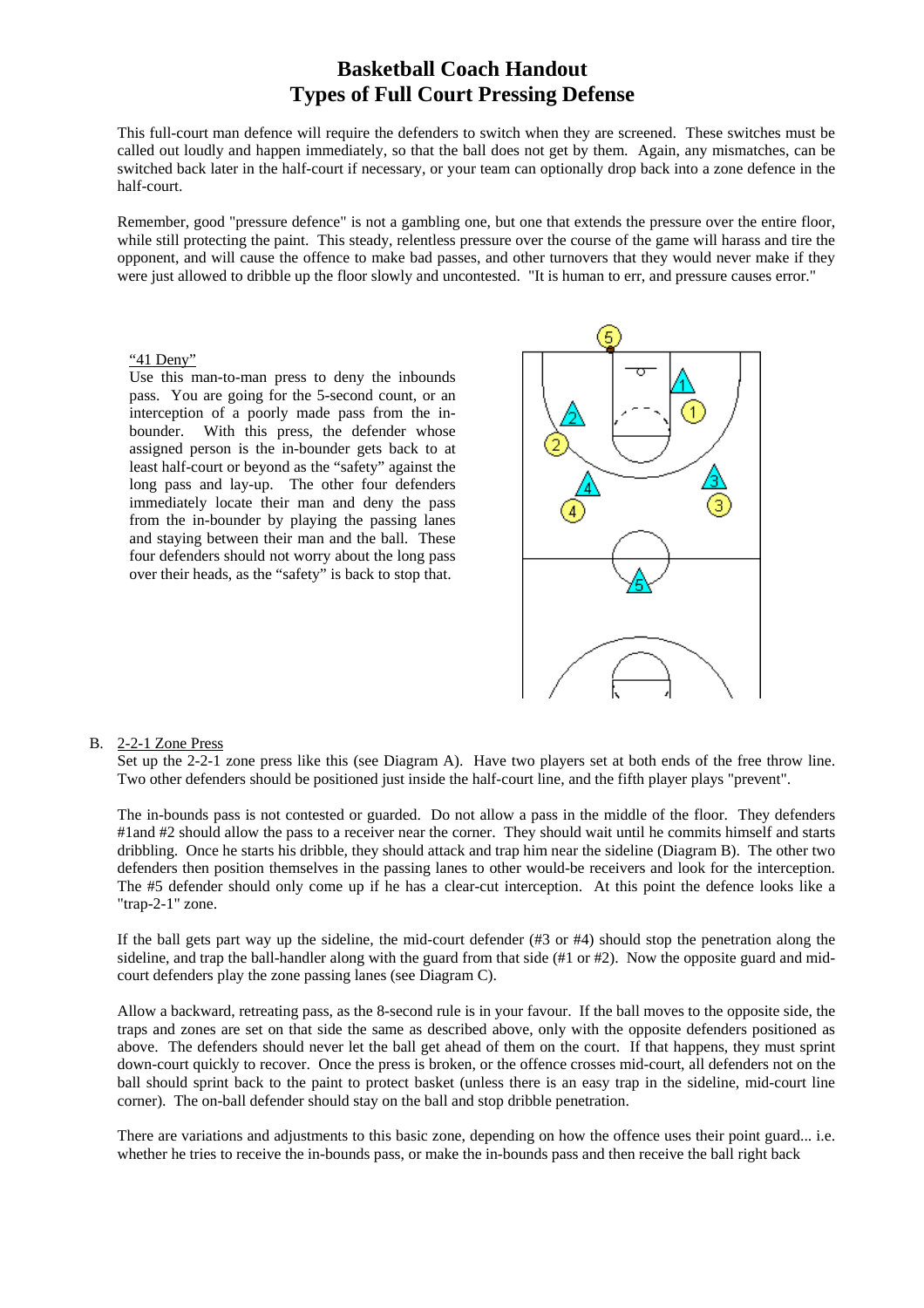# Basketball Coach Handout
# Types of Full Court Pressing Defense

This full-court man defence will require the defenders to switch when they are screened. These switches must be called out loudly and happen immediately, so that the ball does not get by them. Again, any mismatches, can be switched back later in the half-court if necessary, or your team can optionally drop back into a zone defence in the half-court.

Remember, good "pressure defence" is not a gambling one, but one that extends the pressure over the entire floor, while still protecting the paint. This steady, relentless pressure over the course of the game will harass and tire the opponent, and will cause the offence to make bad passes, and other turnovers that they would never make if they were just allowed to dribble up the floor slowly and uncontested. "It is human to err, and pressure causes error."

"41 Deny"

Use this man-to-man press to deny the inbounds pass. You are going for the 5-second count, or an interception of a poorly made pass from the in-bounder. With this press, the defender whose assigned person is the in-bounder gets back to at least half-court or beyond as the "safety" against the long pass and lay-up. The other four defenders immediately locate their man and deny the pass from the in-bounder by playing the passing lanes and staying between their man and the ball. These four defenders should not worry about the long pass over their heads, as the "safety" is back to stop that.

B. 2-2-1 Zone Press

Set up the 2-2-1 zone press like this (see Diagram A). Have two players set at both ends of the free throw line. Two other defenders should be positioned just inside the half-court line, and the fifth player plays "prevent".

The in-bounds pass is not contested or guarded. Do not allow a pass in the middle of the floor. They defenders #1and #2 should allow the pass to a receiver near the corner. They should wait until he commits himself and starts dribbling. Once he starts his dribble, they should attack and trap him near the sideline (Diagram B). The other two defenders then position themselves in the passing lanes to other would-be receivers and look for the interception. The #5 defender should only come up if he has a clear-cut interception. At this point the defence looks like a "trap-2-1" zone.

If the ball gets part way up the sideline, the mid-court defender (#3 or #4) should stop the penetration along the sideline, and trap the ball-handler along with the guard from that side (#1 or #2). Now the opposite guard and mid-court defenders play the zone passing lanes (see Diagram C).

Allow a backward, retreating pass, as the 8-second rule is in your favour. If the ball moves to the opposite side, the traps and zones are set on that side the same as described above, only with the opposite defenders positioned as above. The defenders should never let the ball get ahead of them on the court. If that happens, they must sprint down-court quickly to recover. Once the press is broken, or the offence crosses mid-court, all defenders not on the ball should sprint back to the paint to protect basket (unless there is an easy trap in the sideline, mid-court line corner). The on-ball defender should stay on the ball and stop dribble penetration.

There are variations and adjustments to this basic zone, depending on how the offence uses their point guard... i.e. whether he tries to receive the in-bounds pass, or make the in-bounds pass and then receive the ball right back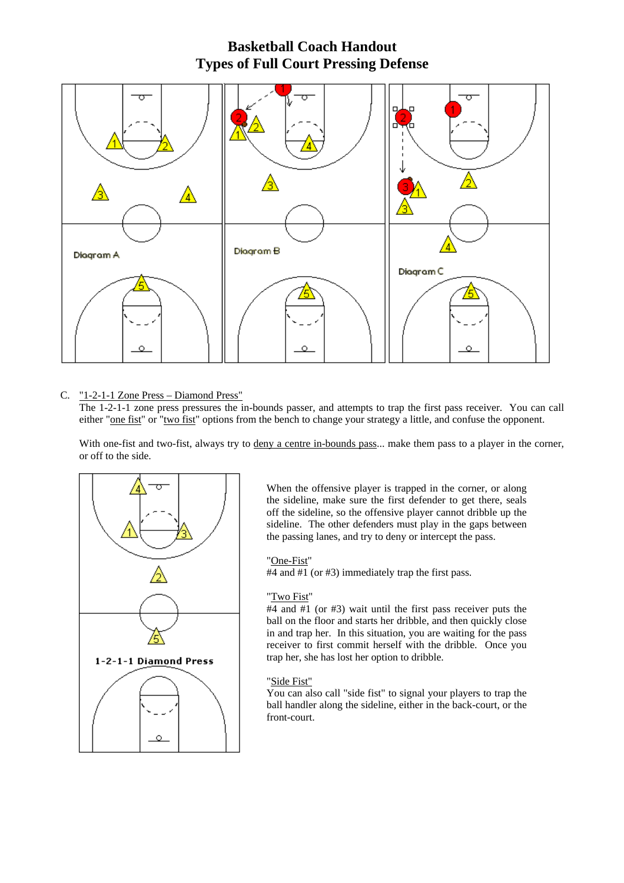# Basketball Coach Handout
# Types of Full Court Pressing Defense

C. "1-2-1-1 Zone Press – Diamond Press"

The 1-2-1-1 zone press pressures the in-bounds passer, and attempts to trap the first pass receiver. You can call either "one fist" or "two fist" options from the bench to change your strategy a little, and confuse the opponent.

With one-fist and two-fist, always try to deny a centre in-bounds pass... make them pass to a player in the corner, or off to the side.

When the offensive player is trapped in the corner, or along the sideline, make sure the first defender to get there, seals off the sideline, so the offensive player cannot dribble up the sideline. The other defenders must play in the gaps between the passing lanes, and try to deny or intercept the pass.

"One-Fist"

#4 and #1 (or #3) immediately trap the first pass.

"Two Fist"

#4 and #1 (or #3) wait until the first pass receiver puts the ball on the floor and starts her dribble, and then quickly close in and trap her. In this situation, you are waiting for the pass receiver to first commit herself with the dribble. Once you trap her, she has lost her option to dribble.

"Side Fist"

You can also call "side fist" to signal your players to trap the ball handler along the sideline, either in the back-court, or the front-court.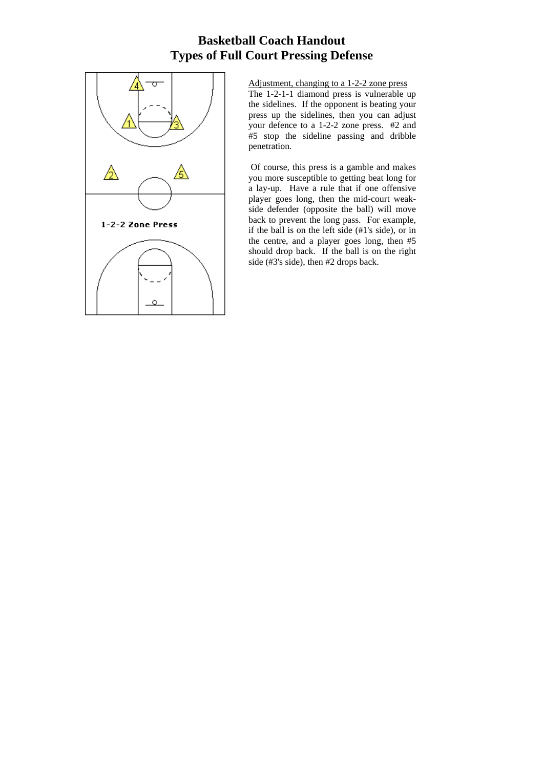# Basketball Coach Handout
# Types of Full Court Pressing Defense

1-2-2 Zone Press

Adjustment, changing to a 1-2-2 zone press

The 1-2-1-1 diamond press is vulnerable up the sidelines. If the opponent is beating your press up the sidelines, then you can adjust your defence to a 1-2-2 zone press. #2 and #5 stop the sideline passing and dribble penetration.

Of course, this press is a gamble and makes you more susceptible to getting beat long for a lay-up. Have a rule that if one offensive player goes long, then the mid-court weak-side defender (opposite the ball) will move back to prevent the long pass. For example, if the ball is on the left side (#1's side), or in the centre, and a player goes long, then #5 should drop back. If the ball is on the right side (#3's side), then #2 drops back.